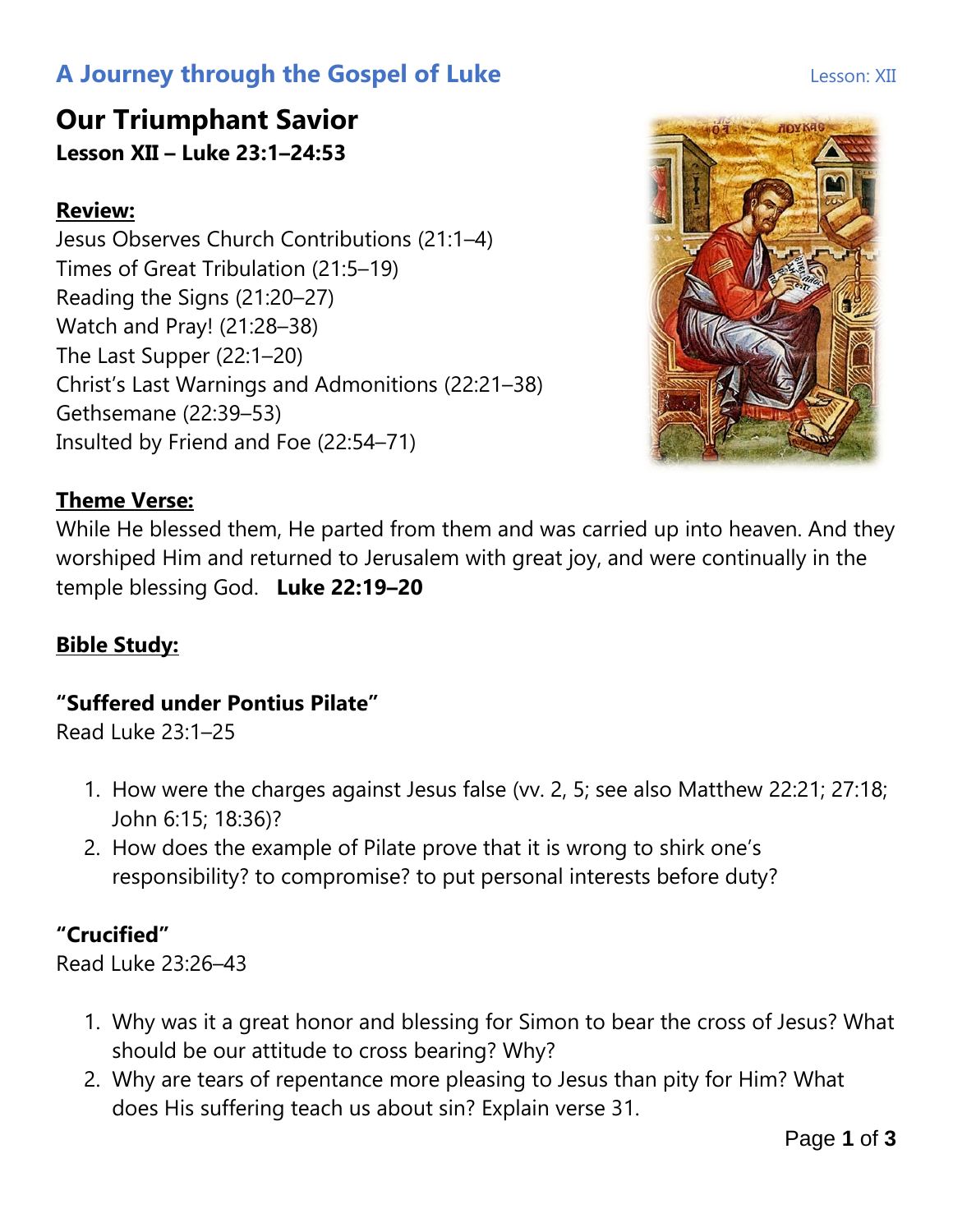## A Journey through the Gospel of Luke

Lesson: XII

# Our Triumphant Savior

**Lesson XII – Luke 23:1–24:53**

**Review:**

Jesus Observes Church Contributions (21:1–4)
Times of Great Tribulation (21:5–19)
Reading the Signs (21:20–27)
Watch and Pray! (21:28–38)
The Last Supper (22:1–20)
Christ's Last Warnings and Admonitions (22:21–38)
Gethsemane (22:39–53)
Insulted by Friend and Foe (22:54–71)

**Theme Verse:**

While He blessed them, He parted from them and was carried up into heaven. And they worshiped Him and returned to Jerusalem with great joy, and were continually in the temple blessing God. **Luke 22:19–20**

**Bible Study:**

### "Suffered under Pontius Pilate"

Read Luke 23:1–25

1. How were the charges against Jesus false (vv. 2, 5; see also Matthew 22:21; 27:18; John 6:15; 18:36)?
2. How does the example of Pilate prove that it is wrong to shirk one's responsibility? to compromise? to put personal interests before duty?

### "Crucified"

Read Luke 23:26–43

1. Why was it a great honor and blessing for Simon to bear the cross of Jesus? What should be our attitude to cross bearing? Why?
2. Why are tears of repentance more pleasing to Jesus than pity for Him? What does His suffering teach us about sin? Explain verse 31.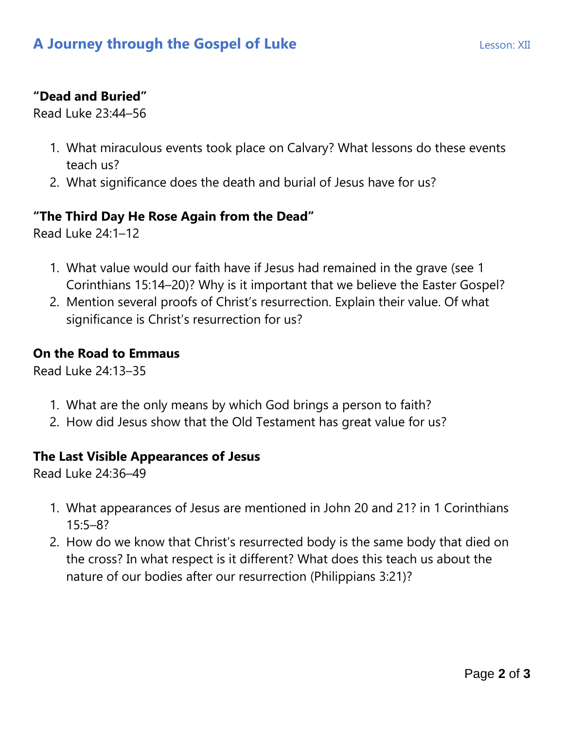### “Dead and Buried”

Read Luke 23:44–56

1. What miraculous events took place on Calvary? What lessons do these events teach us?
2. What significance does the death and burial of Jesus have for us?

### “The Third Day He Rose Again from the Dead”

Read Luke 24:1–12

1. What value would our faith have if Jesus had remained in the grave (see 1 Corinthians 15:14–20)? Why is it important that we believe the Easter Gospel?
2. Mention several proofs of Christ’s resurrection. Explain their value. Of what significance is Christ’s resurrection for us?

### On the Road to Emmaus

Read Luke 24:13–35

1. What are the only means by which God brings a person to faith?
2. How did Jesus show that the Old Testament has great value for us?

### The Last Visible Appearances of Jesus

Read Luke 24:36–49

1. What appearances of Jesus are mentioned in John 20 and 21? in 1 Corinthians 15:5–8?
2. How do we know that Christ’s resurrected body is the same body that died on the cross? In what respect is it different? What does this teach us about the nature of our bodies after our resurrection (Philippians 3:21)?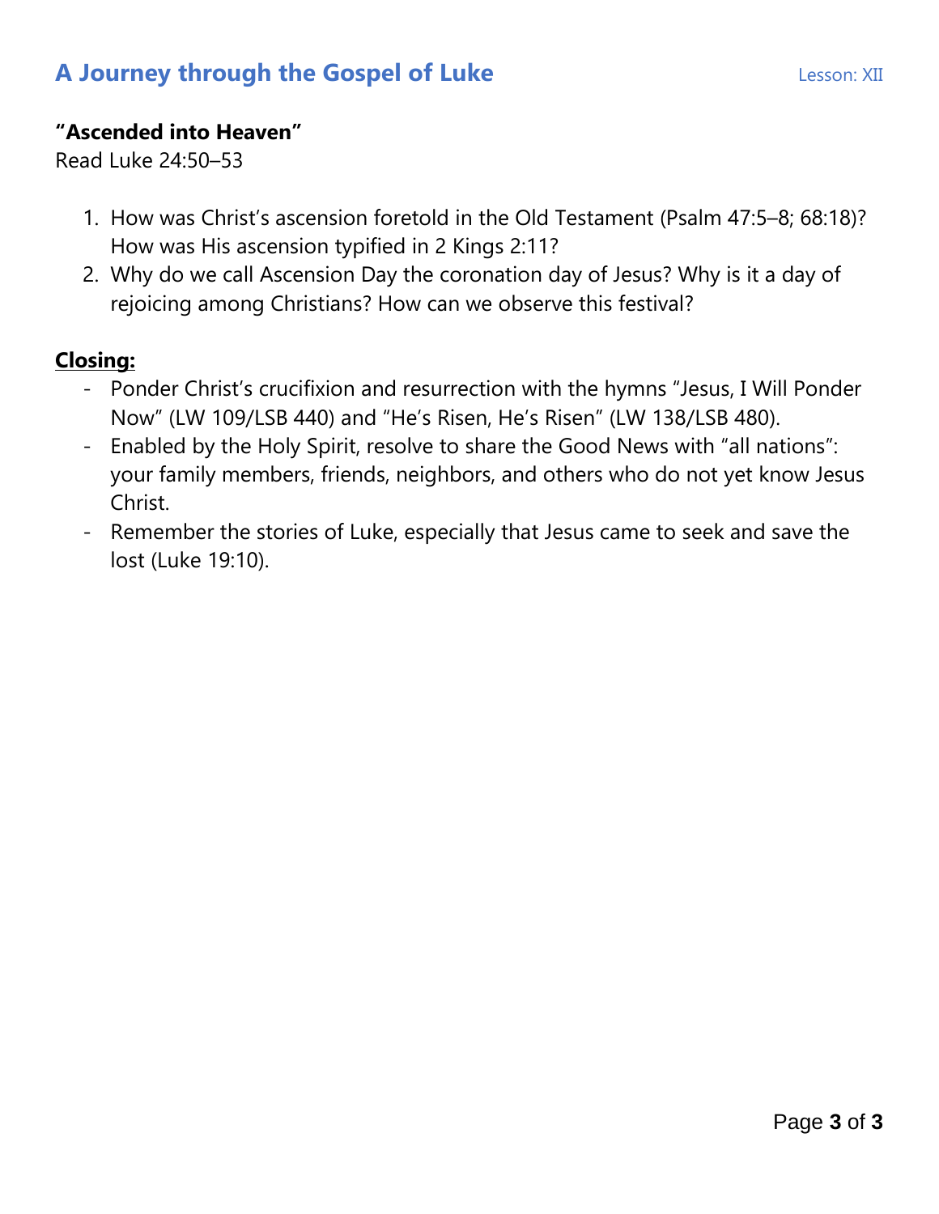**"Ascended into Heaven"**

Read Luke 24:50–53

1. How was Christ's ascension foretold in the Old Testament (Psalm 47:5–8; 68:18)? How was His ascension typified in 2 Kings 2:11?
2. Why do we call Ascension Day the coronation day of Jesus? Why is it a day of rejoicing among Christians? How can we observe this festival?

**Closing:**

- Ponder Christ's crucifixion and resurrection with the hymns "Jesus, I Will Ponder Now" (LW 109/LSB 440) and "He's Risen, He's Risen" (LW 138/LSB 480).
- Enabled by the Holy Spirit, resolve to share the Good News with "all nations": your family members, friends, neighbors, and others who do not yet know Jesus Christ.
- Remember the stories of Luke, especially that Jesus came to seek and save the lost (Luke 19:10).